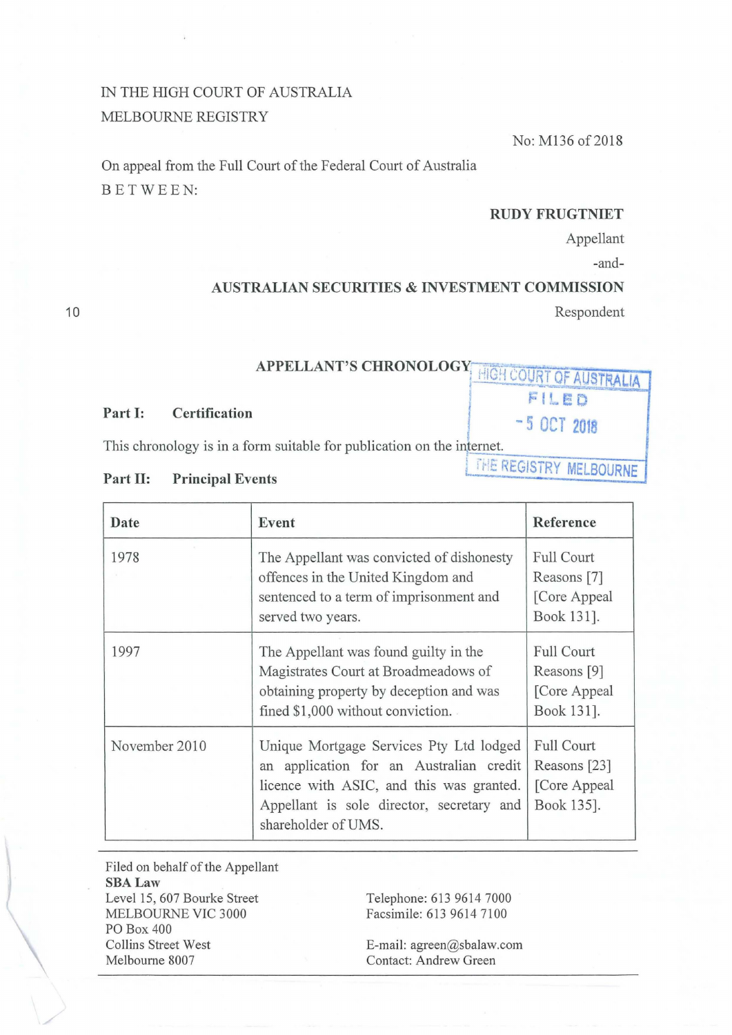IN THE HIGH COURT OF AUSTRALIA
MELBOURNE REGISTRY

No: M136 of 2018

On appeal from the Full Court of the Federal Court of Australia

BETWEEN:

**RUDY FRUGTNIET**
Appellant

-and-

**AUSTRALIAN SECURITIES & INVESTMENT COMMISSION**
Respondent

**APPELLANT'S CHRONOLOGY**

HIGH COURT OF AUSTRALIA
FILED
- 5 OCT 2018
THE REGISTRY MELBOURNE

**Part I: Certification**

This chronology is in a form suitable for publication on the internet.

**Part II: Principal Events**

| Date | Event | Reference |
|---|---|---|
| 1978 | The Appellant was convicted of dishonesty offences in the United Kingdom and sentenced to a term of imprisonment and served two years. | Full Court Reasons [7] [Core Appeal Book 131]. |
| 1997 | The Appellant was found guilty in the Magistrates Court at Broadmeadows of obtaining property by deception and was fined $1,000 without conviction. | Full Court Reasons [9] [Core Appeal Book 131]. |
| November 2010 | Unique Mortgage Services Pty Ltd lodged an application for an Australian credit licence with ASIC, and this was granted. Appellant is sole director, secretary and shareholder of UMS. | Full Court Reasons [23] [Core Appeal Book 135]. |

Filed on behalf of the Appellant
**SBA Law**
Level 15, 607 Bourke Street
MELBOURNE VIC 3000
PO Box 400
Collins Street West
Melbourne 8007

Telephone: 613 9614 7000
Facsimile: 613 9614 7100

E-mail: agreen@sbalaw.com
Contact: Andrew Green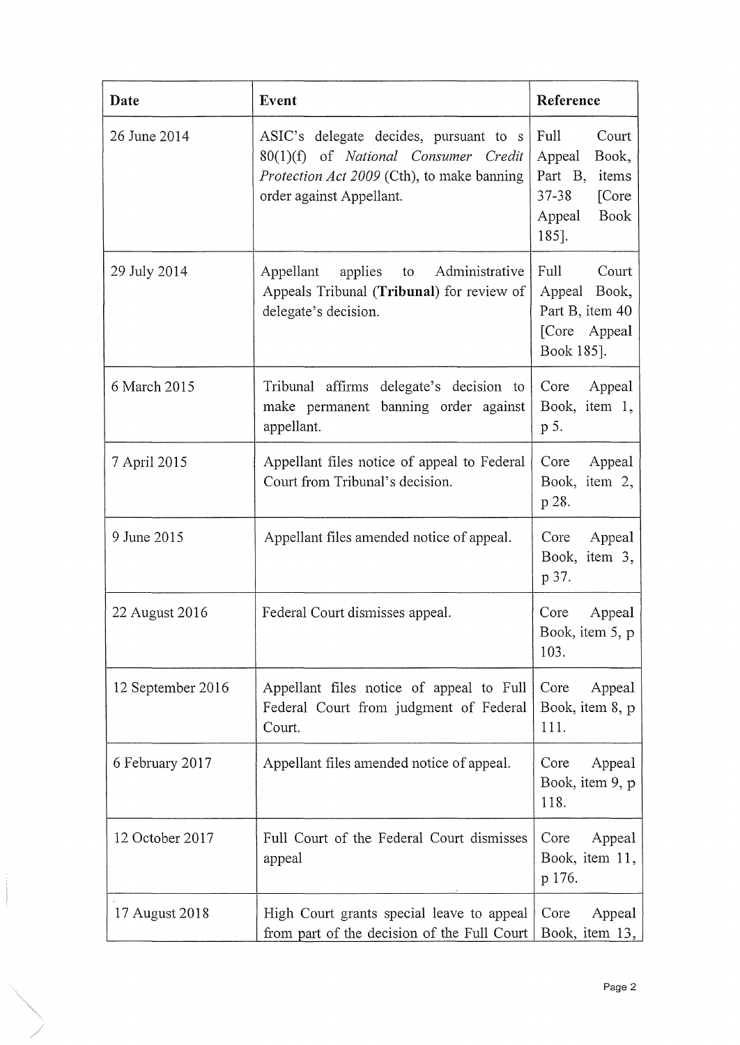| Date | Event | Reference |
| --- | --- | --- |
| 26 June 2014 | ASIC's delegate decides, pursuant to s 80(1)(f) of *National Consumer Credit Protection Act 2009* (Cth), to make banning order against Appellant. | Full Court Appeal Book, Part B, items 37-38 [Core Appeal Book 185]. |
| 29 July 2014 | Appellant applies to Administrative Appeals Tribunal (**Tribunal**) for review of delegate's decision. | Full Court Appeal Book, Part B, item 40 [Core Appeal Book 185]. |
| 6 March 2015 | Tribunal affirms delegate's decision to make permanent banning order against appellant. | Core Appeal Book, item 1, p 5. |
| 7 April 2015 | Appellant files notice of appeal to Federal Court from Tribunal's decision. | Core Appeal Book, item 2, p 28. |
| 9 June 2015 | Appellant files amended notice of appeal. | Core Appeal Book, item 3, p 37. |
| 22 August 2016 | Federal Court dismisses appeal. | Core Appeal Book, item 5, p 103. |
| 12 September 2016 | Appellant files notice of appeal to Full Federal Court from judgment of Federal Court. | Core Appeal Book, item 8, p 111. |
| 6 February 2017 | Appellant files amended notice of appeal. | Core Appeal Book, item 9, p 118. |
| 12 October 2017 | Full Court of the Federal Court dismisses appeal | Core Appeal Book, item 11, p 176. |
| 17 August 2018 | High Court grants special leave to appeal from part of the decision of the Full Court | Core Appeal Book, item 13, |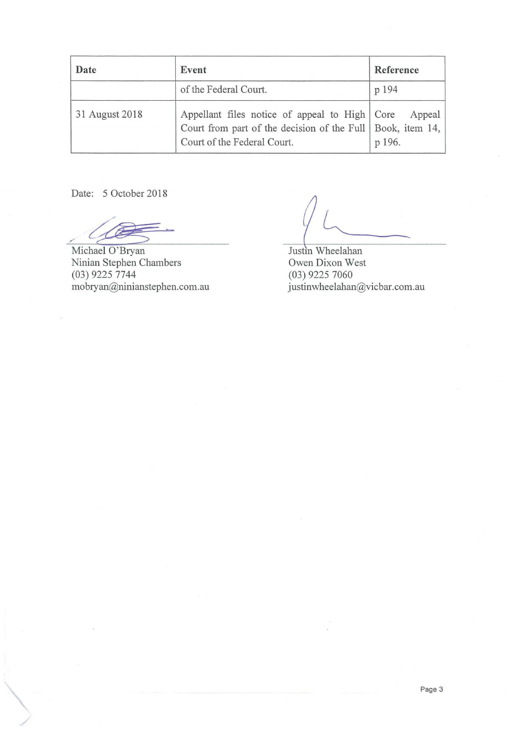| Date | Event | Reference |
| --- | --- | --- |
| | of the Federal Court. | p 194 |
| 31 August 2018 | Appellant files notice of appeal to High Court from part of the decision of the Full Court of the Federal Court. | Core Appeal Book, item 14, p 196. |

Date: 5 October 2018

Michael O'Bryan
Ninian Stephen Chambers
(03) 9225 7744
mobryan@ninianstephen.com.au

Justin Wheelahan
Owen Dixon West
(03) 9225 7060
justinwheelahan@vicbar.com.au